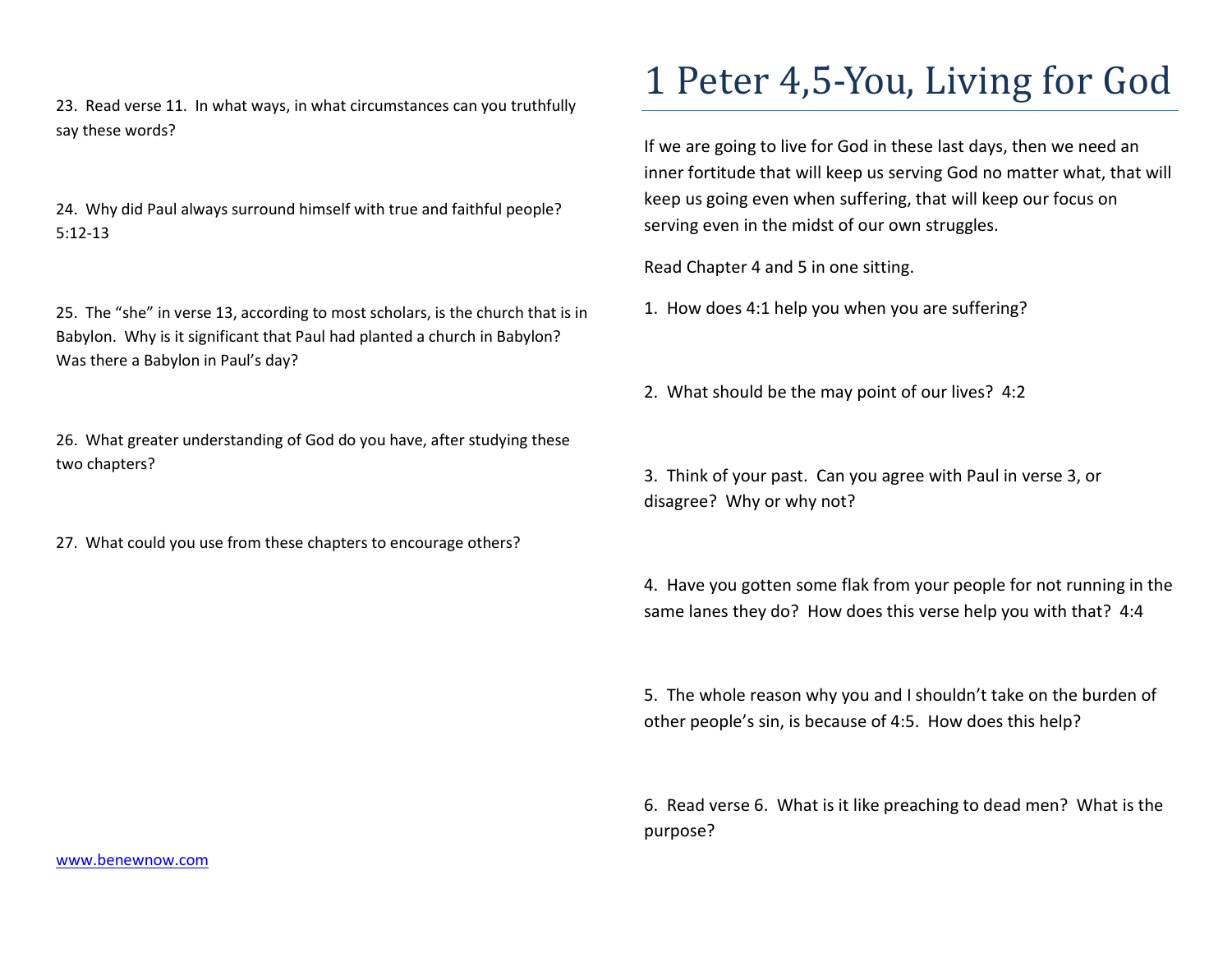23. Read verse 11. In what ways, in what circumstances can you truthfully say these words?

24. Why did Paul always surround himself with true and faithful people? 5:12-13

25. The "she" in verse 13, according to most scholars, is the church that is in Babylon. Why is it significant that Paul had planted a church in Babylon? Was there a Babylon in Paul's day?

26. What greater understanding of God do you have, after studying these two chapters?

27. What could you use from these chapters to encourage others?

www.benewnow.com

# 1 Peter 4,5-You, Living for God

If we are going to live for God in these last days, then we need an inner fortitude that will keep us serving God no matter what, that will keep us going even when suffering, that will keep our focus on serving even in the midst of our own struggles.

Read Chapter 4 and 5 in one sitting.

1. How does 4:1 help you when you are suffering?

2. What should be the may point of our lives? 4:2

3. Think of your past. Can you agree with Paul in verse 3, or disagree? Why or why not?

4. Have you gotten some flak from your people for not running in the same lanes they do? How does this verse help you with that? 4:4

5. The whole reason why you and I shouldn't take on the burden of other people's sin, is because of 4:5. How does this help?

6. Read verse 6. What is it like preaching to dead men? What is the purpose?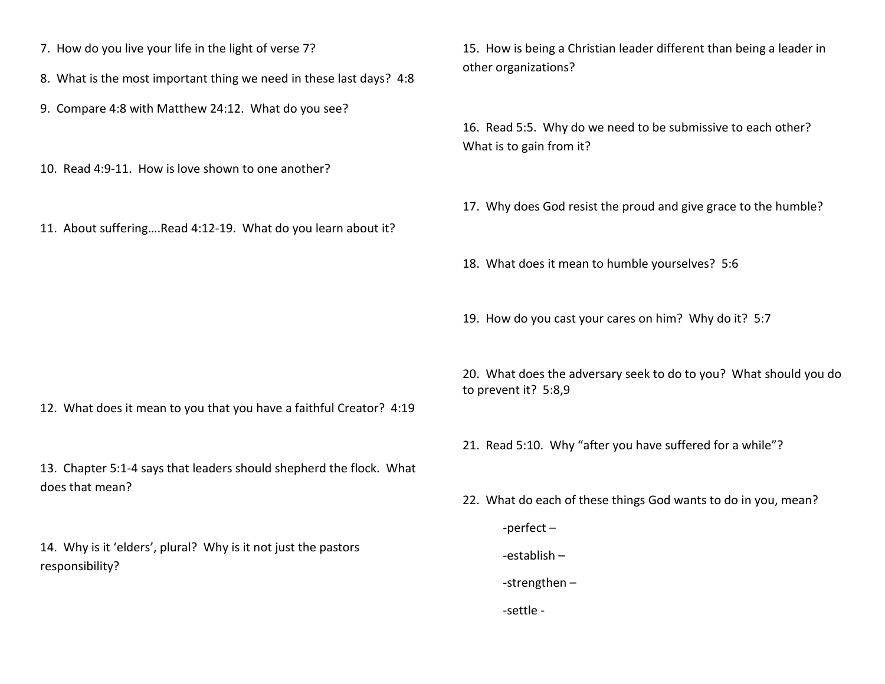7. How do you live your life in the light of verse 7?

8. What is the most important thing we need in these last days? 4:8

9. Compare 4:8 with Matthew 24:12. What do you see?

10. Read 4:9-11. How is love shown to one another?

11. About suffering….Read 4:12-19. What do you learn about it?

12. What does it mean to you that you have a faithful Creator? 4:19

13. Chapter 5:1-4 says that leaders should shepherd the flock. What does that mean?

14. Why is it 'elders', plural? Why is it not just the pastors responsibility?

15. How is being a Christian leader different than being a leader in other organizations?

16. Read 5:5. Why do we need to be submissive to each other? What is to gain from it?

17. Why does God resist the proud and give grace to the humble?

18. What does it mean to humble yourselves? 5:6

19. How do you cast your cares on him? Why do it? 5:7

20. What does the adversary seek to do to you? What should you do to prevent it? 5:8,9

21. Read 5:10. Why "after you have suffered for a while"?

22. What do each of these things God wants to do in you, mean?

- perfect –
- establish –
- strengthen –
- settle -